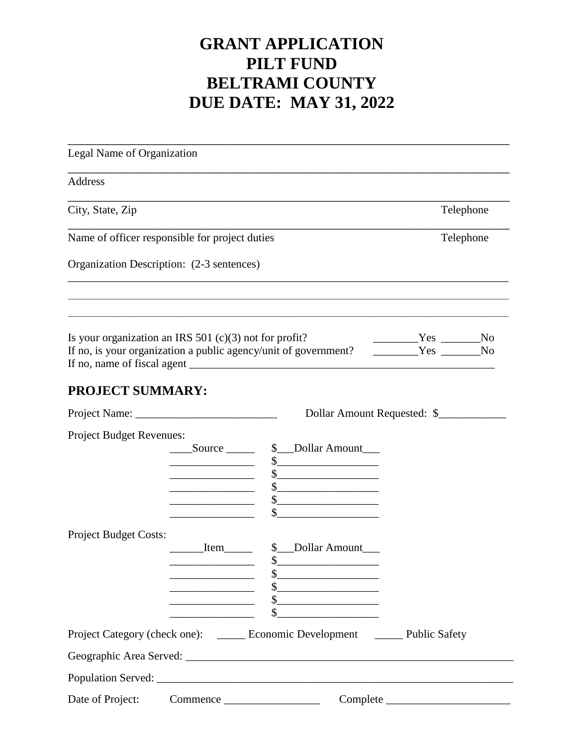# GRANT APPLICATION
# PILT FUND
# BELTRAMI COUNTY
# DUE DATE: MAY 31, 2022

______________________________________________________________________________
Legal Name of Organization

______________________________________________________________________________
Address

______________________________________________________________________________
City, State, Zip Telephone

______________________________________________________________________________
Name of officer responsible for project duties Telephone

Organization Description: (2-3 sentences)

______________________________________________________________________________

______________________________________________________________________________

______________________________________________________________________________

Is your organization an IRS 501 (c)(3) not for profit? ________Yes _______No
If no, is your organization a public agency/unit of government? ________Yes _______No
If no, name of fiscal agent _______________________________________________________

## PROJECT SUMMARY:

Project Name: _________________________ Dollar Amount Requested: $____________

Project Budget Revenues:

| Source | Dollar Amount |
|---|---|
| _______________ | $_________________ |
| _______________ | $_________________ |
| _______________ | $_________________ |
| _______________ | $_________________ |
| _______________ | $_________________ |

Project Budget Costs:

| Item | Dollar Amount |
|---|---|
| _______________ | $_________________ |
| _______________ | $_________________ |
| _______________ | $_________________ |
| _______________ | $_________________ |
| _______________ | $_________________ |

Project Category (check one): _____ Economic Development _____ Public Safety

Geographic Area Served: ___________________________________________________________

Population Served: _______________________________________________________________

Date of Project: Commence _________________ Complete ______________________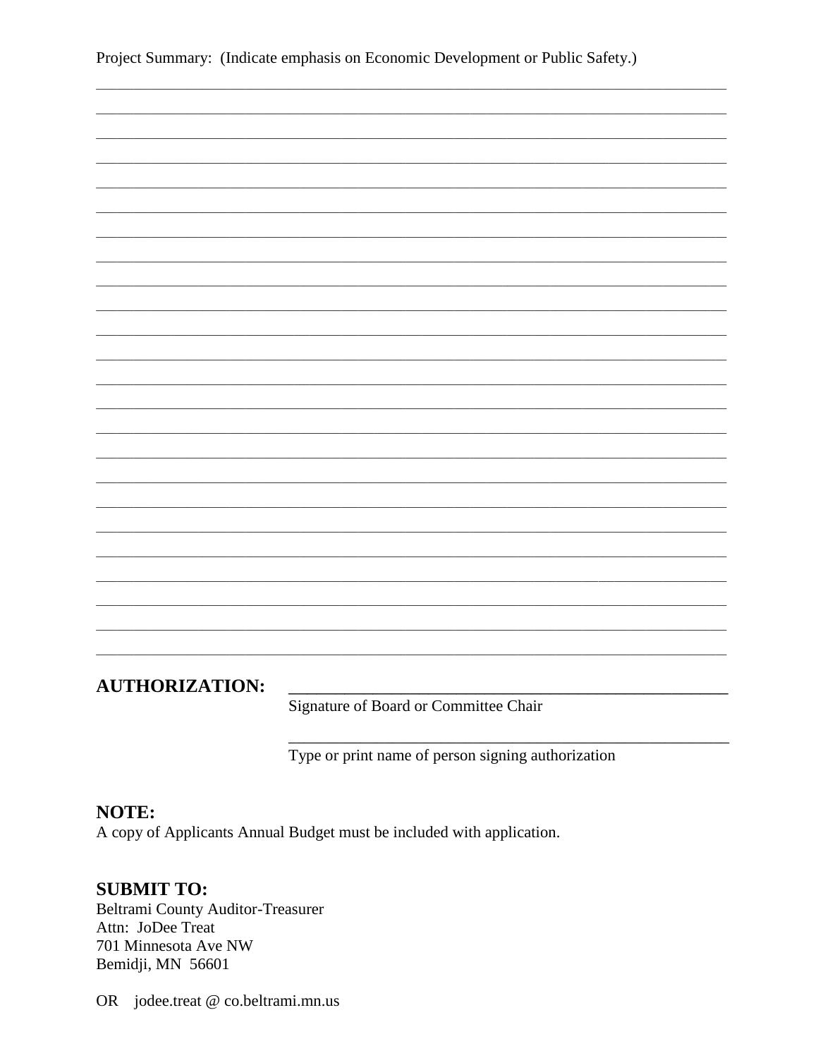Project Summary: (Indicate emphasis on Economic Development or Public Safety.)

______________________________________________________________________________
______________________________________________________________________________
______________________________________________________________________________
______________________________________________________________________________
______________________________________________________________________________
______________________________________________________________________________
______________________________________________________________________________
______________________________________________________________________________
______________________________________________________________________________
______________________________________________________________________________
______________________________________________________________________________
______________________________________________________________________________
______________________________________________________________________________
______________________________________________________________________________
______________________________________________________________________________
______________________________________________________________________________
______________________________________________________________________________
______________________________________________________________________________
______________________________________________________________________________
______________________________________________________________________________
______________________________________________________________________________
______________________________________________________________________________
______________________________________________________________________________
______________________________________________________________________________
______________________________________________________________________________

**AUTHORIZATION:** ______________________________________________
Signature of Board or Committee Chair

______________________________________________
Type or print name of person signing authorization

**NOTE:**
A copy of Applicants Annual Budget must be included with application.

**SUBMIT TO:**
Beltrami County Auditor-Treasurer
Attn: JoDee Treat
701 Minnesota Ave NW
Bemidji, MN 56601

OR jodee.treat @ co.beltrami.mn.us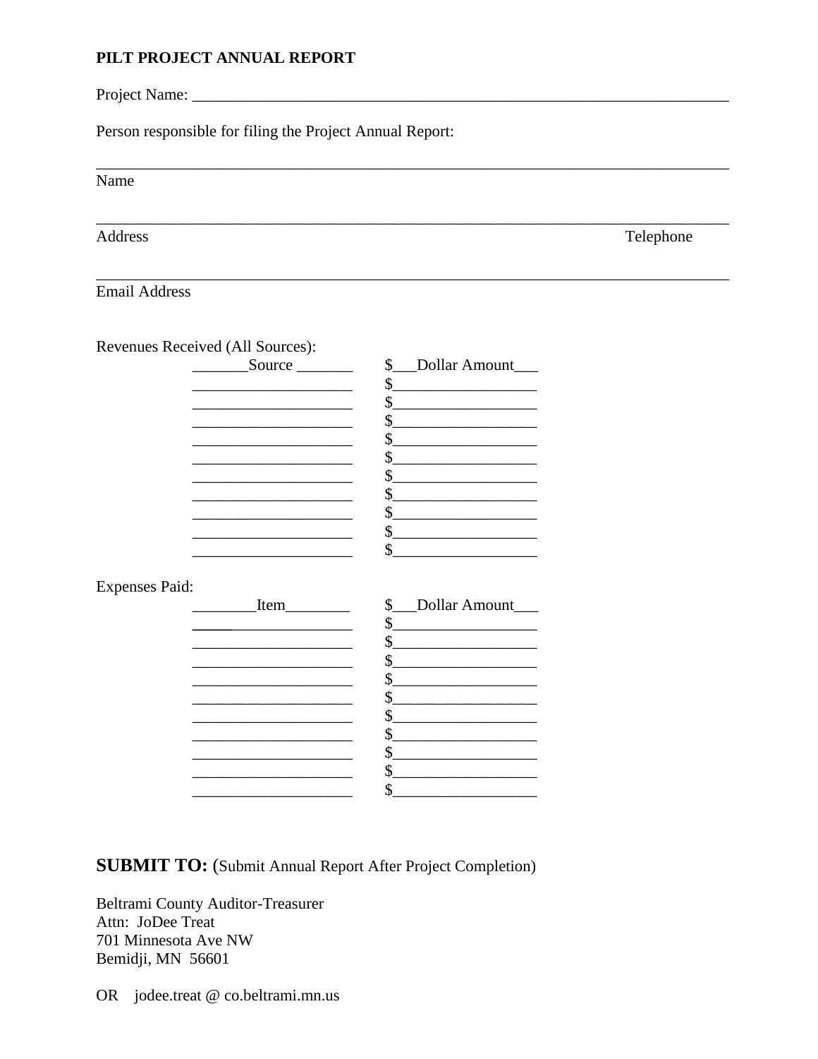**PILT PROJECT ANNUAL REPORT**

Project Name: ___________________________________________________________________________

Person responsible for filing the Project Annual Report:

_____________________________________________________________________________________

Name

_____________________________________________________________________________________

Address Telephone

_____________________________________________________________________________________

Email Address

Revenues Received (All Sources):

| Source | $ Dollar Amount |
|---|---|
| ____________________ | $__________________ |
| ____________________ | $__________________ |
| ____________________ | $__________________ |
| ____________________ | $__________________ |
| ____________________ | $__________________ |
| ____________________ | $__________________ |
| ____________________ | $__________________ |
| ____________________ | $__________________ |
| ____________________ | $__________________ |
| ____________________ | $__________________ |

Expenses Paid:

| Item | $ Dollar Amount |
|---|---|
| ____________________ | $__________________ |
| ____________________ | $__________________ |
| ____________________ | $__________________ |
| ____________________ | $__________________ |
| ____________________ | $__________________ |
| ____________________ | $__________________ |
| ____________________ | $__________________ |
| ____________________ | $__________________ |
| ____________________ | $__________________ |
| ____________________ | $__________________ |

**SUBMIT TO:** (Submit Annual Report After Project Completion)

Beltrami County Auditor-Treasurer
Attn: JoDee Treat
701 Minnesota Ave NW
Bemidji, MN 56601

OR jodee.treat @ co.beltrami.mn.us